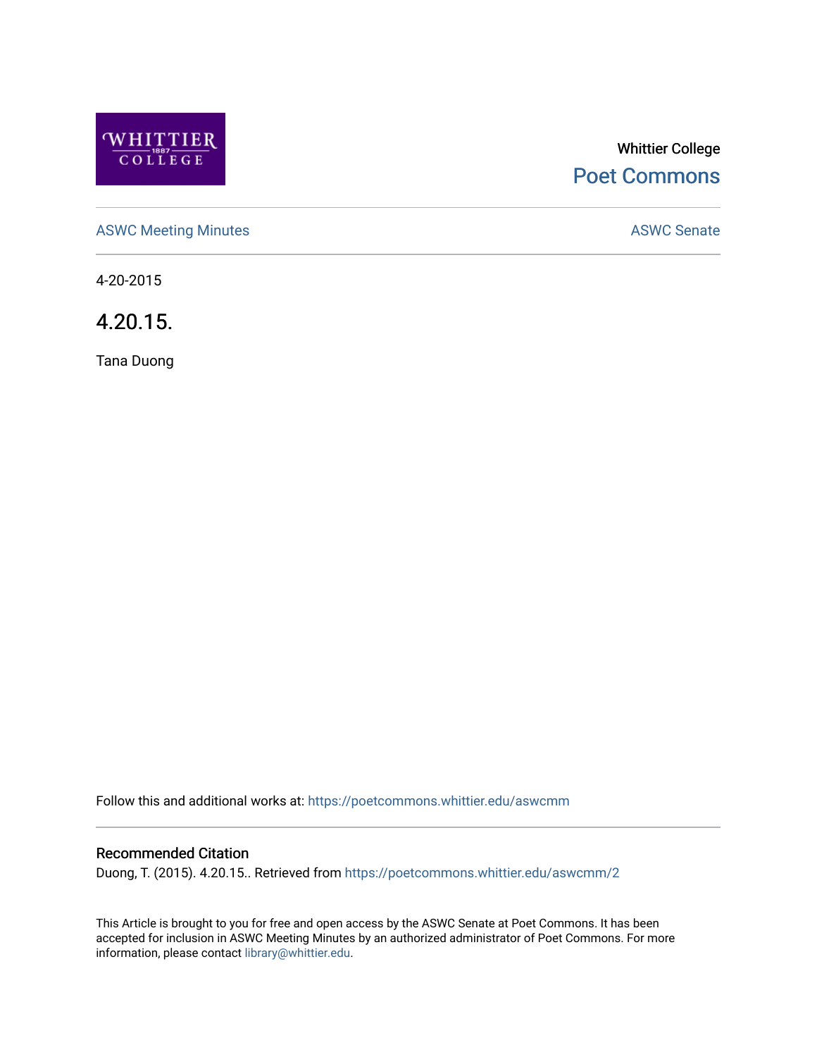Whittier College

Poet Commons

ASWC Meeting Minutes

ASWC Senate

4-20-2015

# 4.20.15.

Tana Duong

Follow this and additional works at: https://poetcommons.whittier.edu/aswcmm

## Recommended Citation

Duong, T. (2015). 4.20.15.. Retrieved from https://poetcommons.whittier.edu/aswcmm/2

This Article is brought to you for free and open access by the ASWC Senate at Poet Commons. It has been accepted for inclusion in ASWC Meeting Minutes by an authorized administrator of Poet Commons. For more information, please contact library@whittier.edu.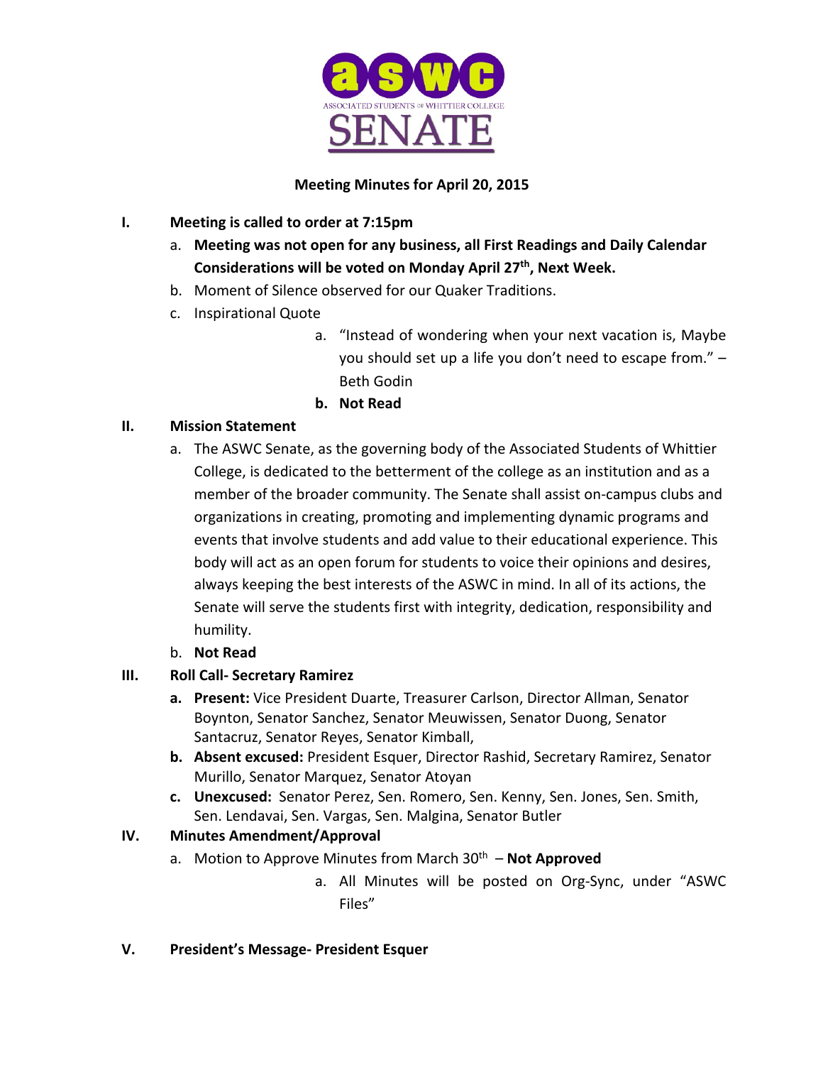**ASWC**
ASSOCIATED STUDENTS OF WHITTIER COLLEGE
**SENATE**

**Meeting Minutes for April 20, 2015**

**I. Meeting is called to order at 7:15pm**

a. **Meeting was not open for any business, all First Readings and Daily Calendar Considerations will be voted on Monday April 27th, Next Week.**
b. Moment of Silence observed for our Quaker Traditions.
c. Inspirational Quote
   a. "Instead of wondering when your next vacation is, Maybe you should set up a life you don't need to escape from." – Beth Godin
   b. **Not Read**

**II. Mission Statement**

a. The ASWC Senate, as the governing body of the Associated Students of Whittier College, is dedicated to the betterment of the college as an institution and as a member of the broader community. The Senate shall assist on-campus clubs and organizations in creating, promoting and implementing dynamic programs and events that involve students and add value to their educational experience. This body will act as an open forum for students to voice their opinions and desires, always keeping the best interests of the ASWC in mind. In all of its actions, the Senate will serve the students first with integrity, dedication, responsibility and humility.
b. **Not Read**

**III. Roll Call- Secretary Ramirez**

a. **Present:** Vice President Duarte, Treasurer Carlson, Director Allman, Senator Boynton, Senator Sanchez, Senator Meuwissen, Senator Duong, Senator Santacruz, Senator Reyes, Senator Kimball,
b. **Absent excused:** President Esquer, Director Rashid, Secretary Ramirez, Senator Murillo, Senator Marquez, Senator Atoyan
c. **Unexcused:** Senator Perez, Sen. Romero, Sen. Kenny, Sen. Jones, Sen. Smith, Sen. Lendavai, Sen. Vargas, Sen. Malgina, Senator Butler

**IV. Minutes Amendment/Approval**

a. Motion to Approve Minutes from March 30th – **Not Approved**
   a. All Minutes will be posted on Org-Sync, under "ASWC Files"

**V. President's Message- President Esquer**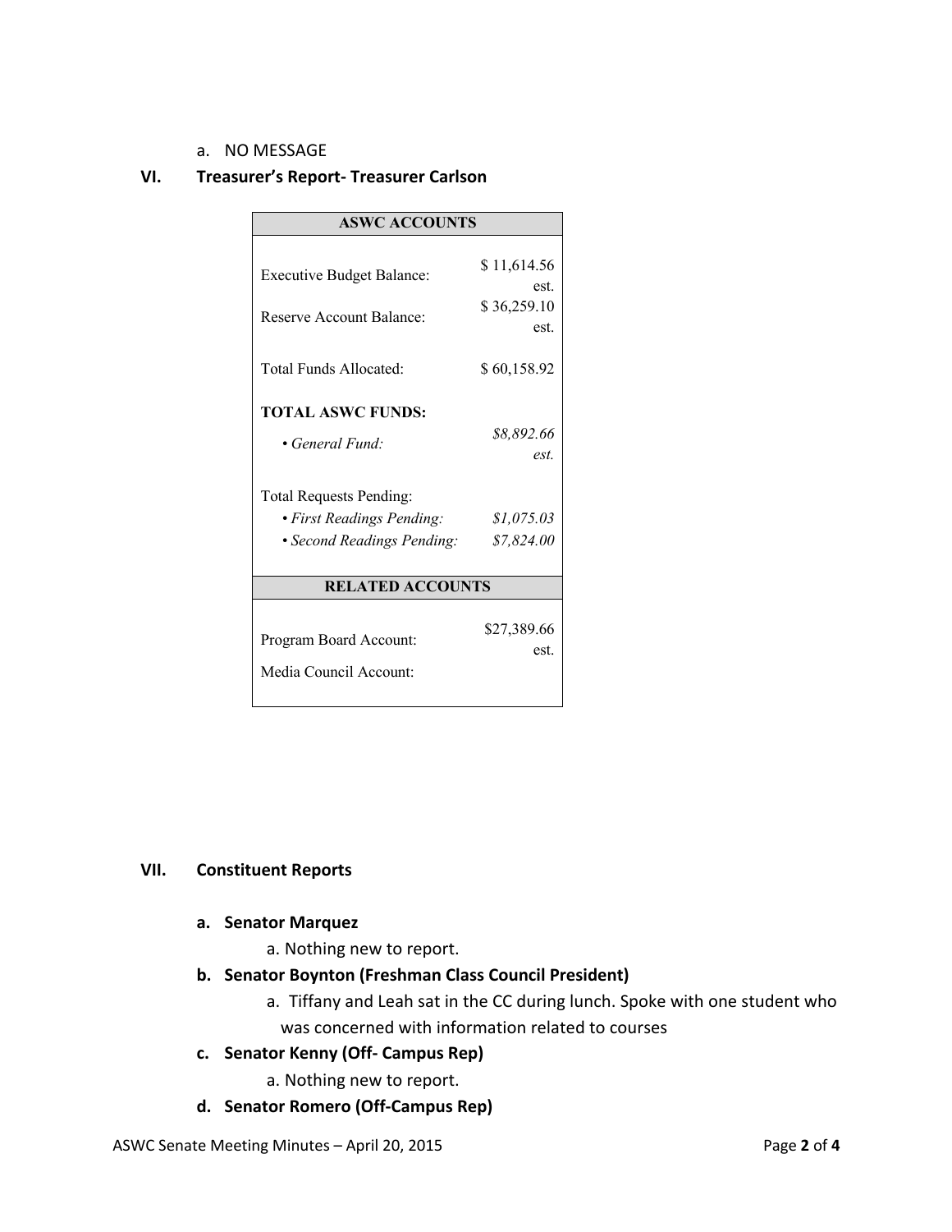a. NO MESSAGE

## VI. Treasurer's Report- Treasurer Carlson

| ASWC ACCOUNTS | |
|---|---|
| Executive Budget Balance: | $ 11,614.56 est. |
| Reserve Account Balance: | $ 36,259.10 est. |
| Total Funds Allocated: | $ 60,158.92 |
| **TOTAL ASWC FUNDS:** | |
| • *General Fund:* | *$8,892.66 est.* |
| Total Requests Pending: | |
| • *First Readings Pending:* | *$1,075.03* |
| • *Second Readings Pending:* | *$7,824.00* |
| **RELATED ACCOUNTS** | |
| Program Board Account: | $27,389.66 est. |
| Media Council Account: | |

## VII. Constituent Reports

### a. Senator Marquez

a. Nothing new to report.

### b. Senator Boynton (Freshman Class Council President)

a. Tiffany and Leah sat in the CC during lunch. Spoke with one student who was concerned with information related to courses

### c. Senator Kenny (Off- Campus Rep)

a. Nothing new to report.

### d. Senator Romero (Off-Campus Rep)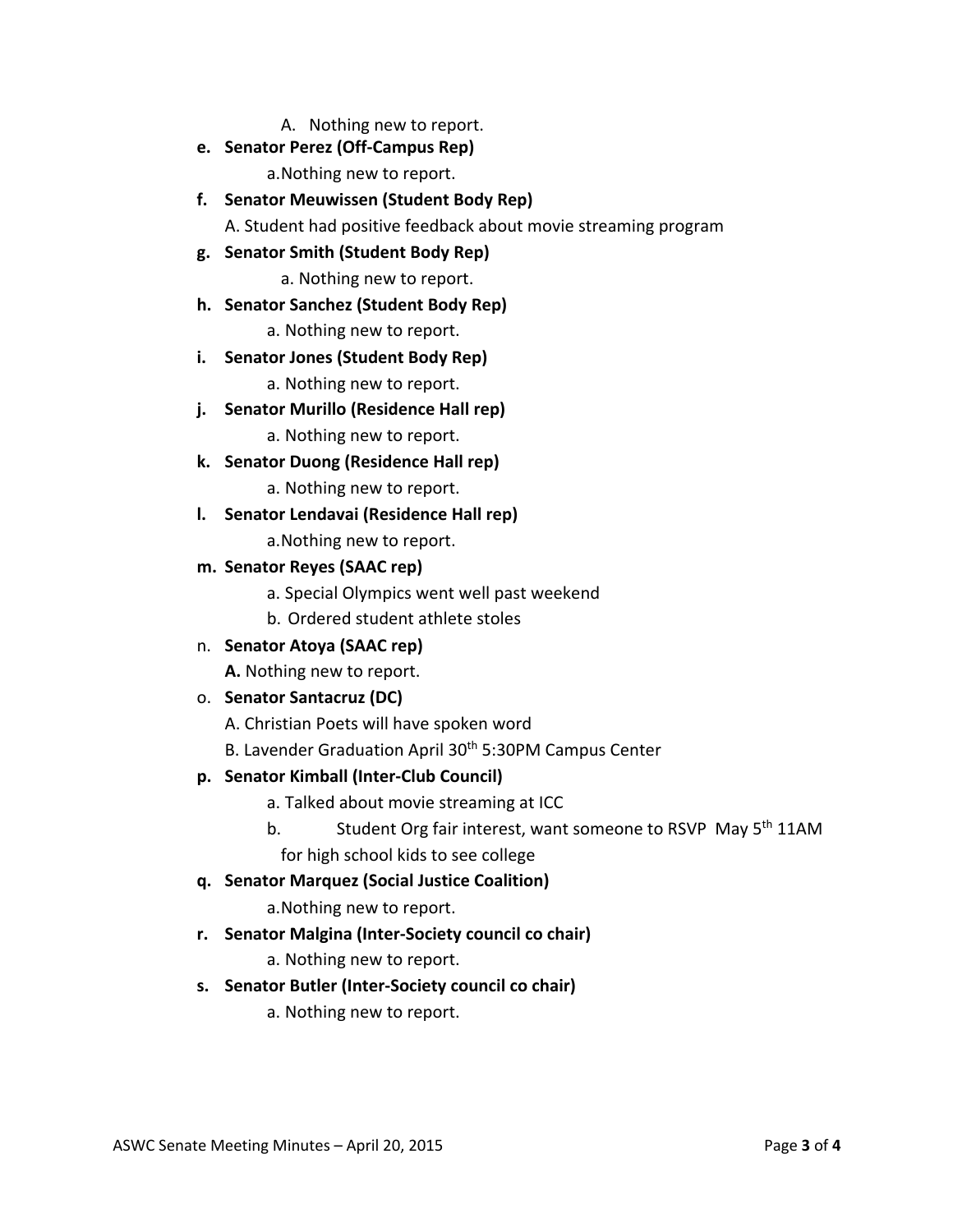A. Nothing new to report.

e. **Senator Perez (Off-Campus Rep)**
   a. Nothing new to report.

f. **Senator Meuwissen (Student Body Rep)**
   A. Student had positive feedback about movie streaming program

g. **Senator Smith (Student Body Rep)**
   a. Nothing new to report.

h. **Senator Sanchez (Student Body Rep)**
   a. Nothing new to report.

i. **Senator Jones (Student Body Rep)**
   a. Nothing new to report.

j. **Senator Murillo (Residence Hall rep)**
   a. Nothing new to report.

k. **Senator Duong (Residence Hall rep)**
   a. Nothing new to report.

l. **Senator Lendavai (Residence Hall rep)**
   a. Nothing new to report.

m. **Senator Reyes (SAAC rep)**
   a. Special Olympics went well past weekend
   b. Ordered student athlete stoles

n. **Senator Atoya (SAAC rep)**
   **A.** Nothing new to report.

o. **Senator Santacruz (DC)**
   A. Christian Poets will have spoken word
   B. Lavender Graduation April 30th 5:30PM Campus Center

p. **Senator Kimball (Inter-Club Council)**
   a. Talked about movie streaming at ICC
   b. Student Org fair interest, want someone to RSVP May 5th 11AM for high school kids to see college

q. **Senator Marquez (Social Justice Coalition)**
   a. Nothing new to report.

r. **Senator Malgina (Inter-Society council co chair)**
   a. Nothing new to report.

s. **Senator Butler (Inter-Society council co chair)**
   a. Nothing new to report.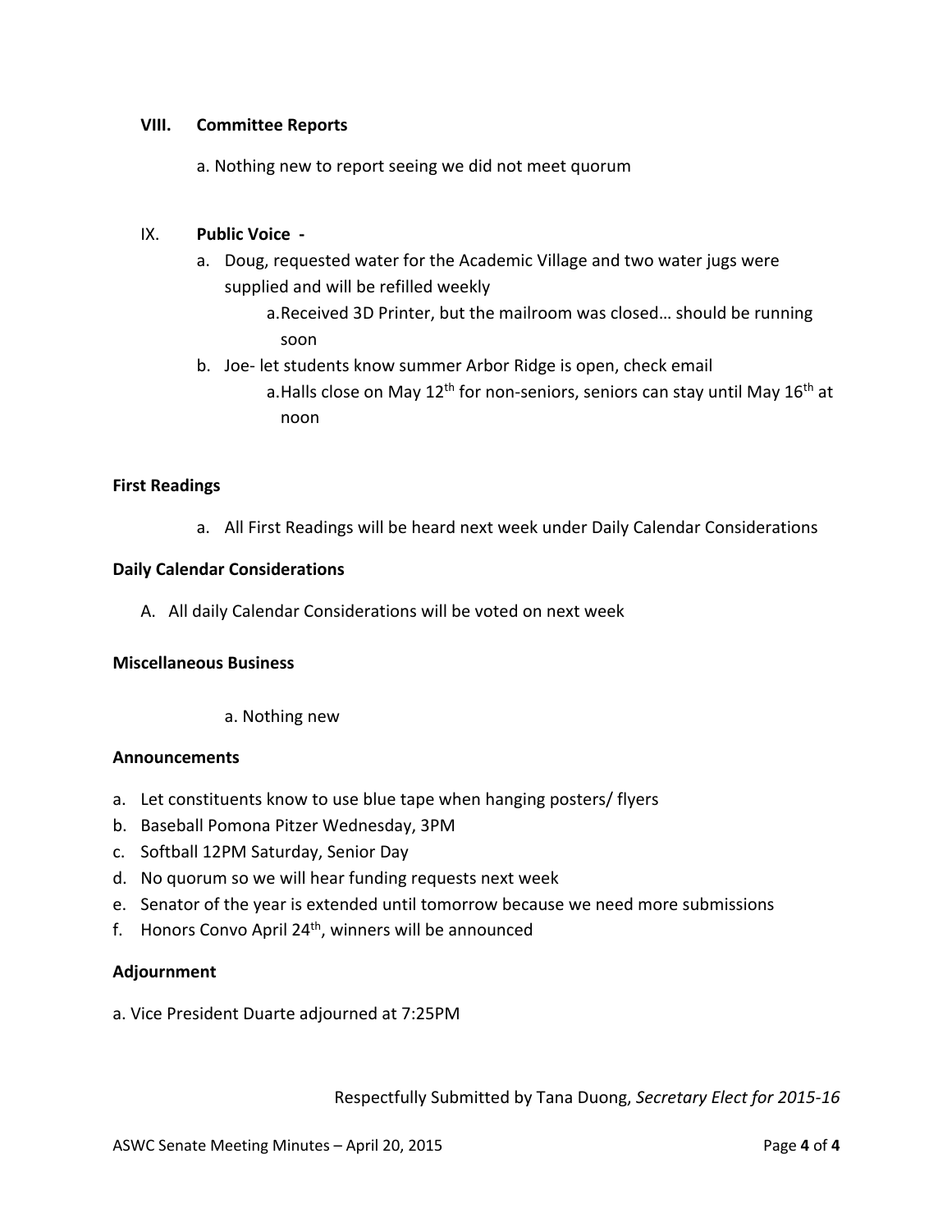### VIII. Committee Reports

a. Nothing new to report seeing we did not meet quorum

### IX. Public Voice -

a. Doug, requested water for the Academic Village and two water jugs were supplied and will be refilled weekly
    a. Received 3D Printer, but the mailroom was closed… should be running soon
b. Joe- let students know summer Arbor Ridge is open, check email
    a. Halls close on May 12th for non-seniors, seniors can stay until May 16th at noon

### First Readings

a. All First Readings will be heard next week under Daily Calendar Considerations

### Daily Calendar Considerations

A. All daily Calendar Considerations will be voted on next week

### Miscellaneous Business

a. Nothing new

### Announcements

a. Let constituents know to use blue tape when hanging posters/ flyers
b. Baseball Pomona Pitzer Wednesday, 3PM
c. Softball 12PM Saturday, Senior Day
d. No quorum so we will hear funding requests next week
e. Senator of the year is extended until tomorrow because we need more submissions
f. Honors Convo April 24th, winners will be announced

### Adjournment

a. Vice President Duarte adjourned at 7:25PM

Respectfully Submitted by Tana Duong, *Secretary Elect for 2015-16*